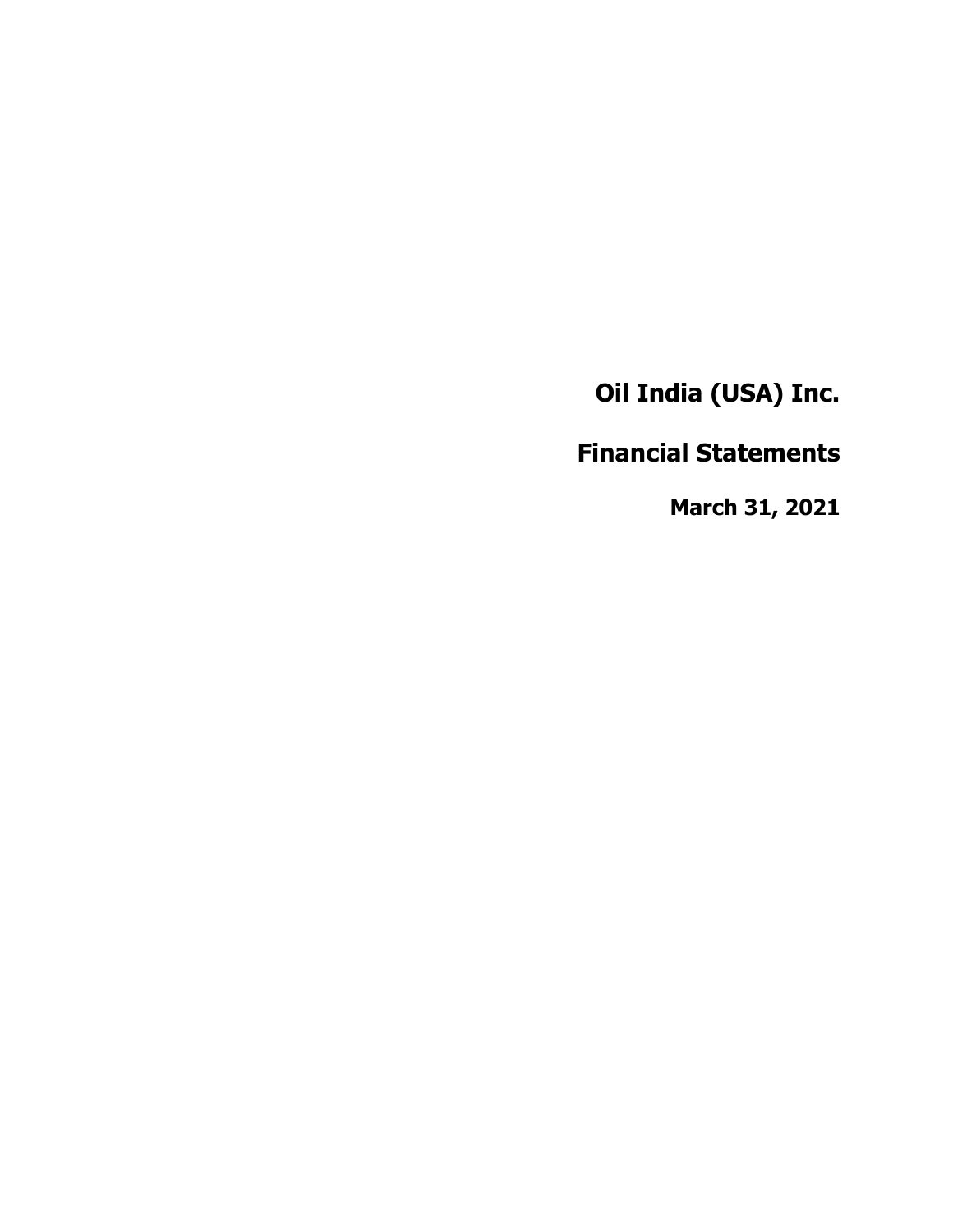# Oil India (USA) Inc.

# Financial Statements

**March 31, 2021**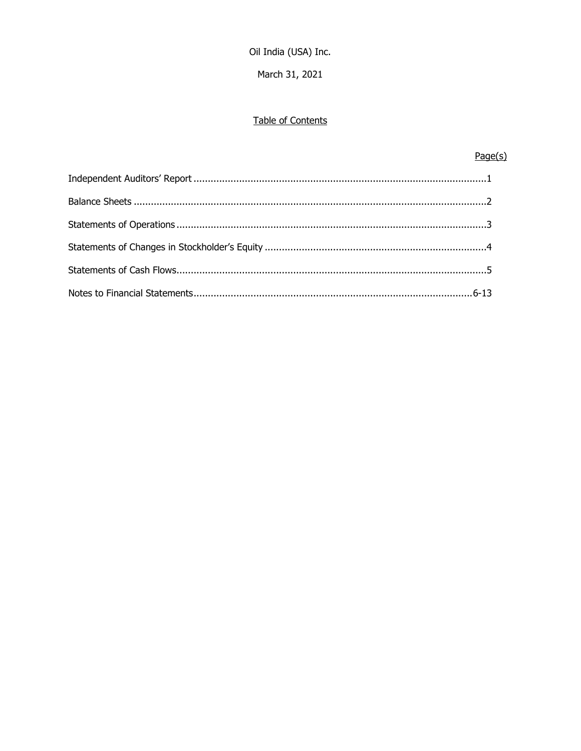Oil India (USA) Inc.

March 31, 2021

## Table of Contents

| | Page(s) |
|---|---|
| Independent Auditors' Report | 1 |
| Balance Sheets | 2 |
| Statements of Operations | 3 |
| Statements of Changes in Stockholder's Equity | 4 |
| Statements of Cash Flows | 5 |
| Notes to Financial Statements | 6-13 |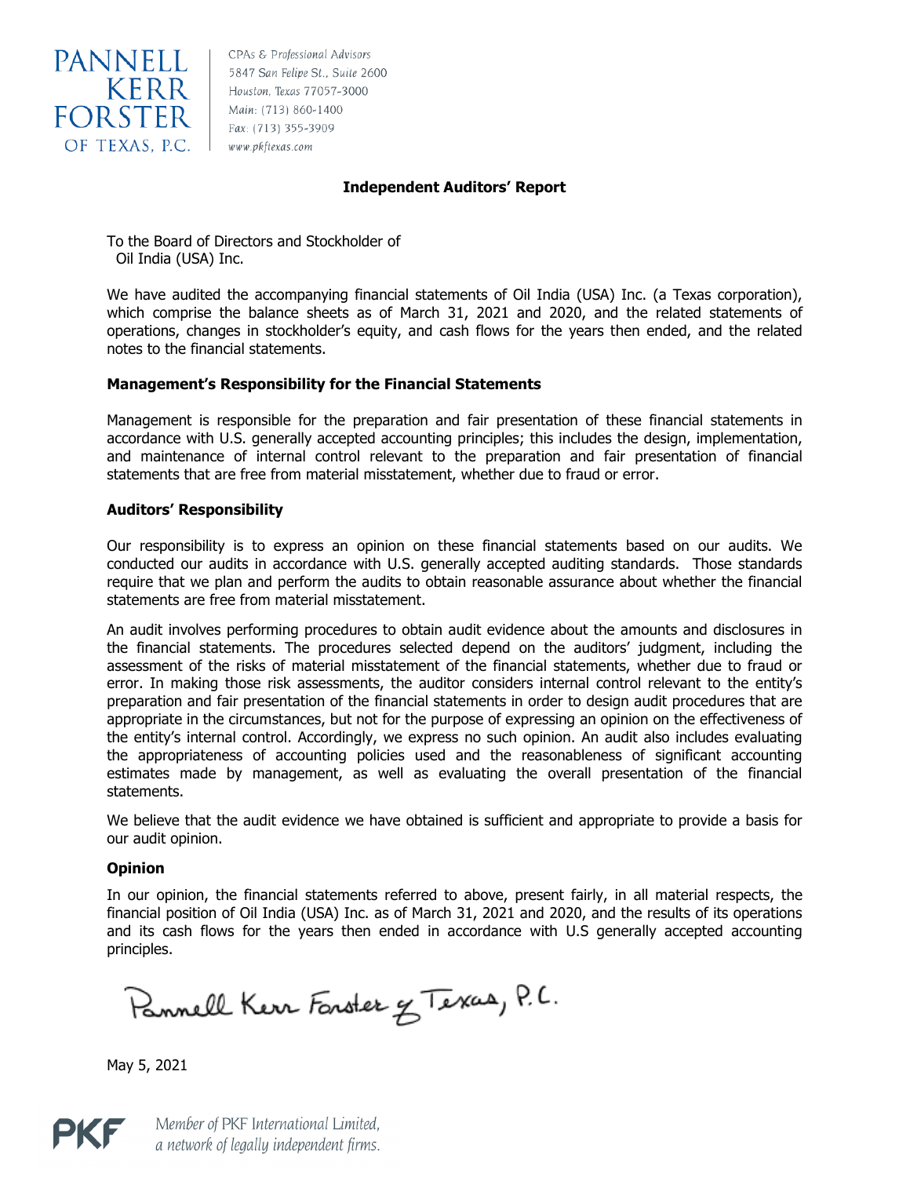PANNELL KERR FORSTER OF TEXAS, P.C.

CPAs & Professional Advisors
5847 San Felipe St., Suite 2600
Houston, Texas 77057-3000
Main: (713) 860-1400
Fax: (713) 355-3909
www.pkftexas.com

## Independent Auditors' Report

To the Board of Directors and Stockholder of
Oil India (USA) Inc.

We have audited the accompanying financial statements of Oil India (USA) Inc. (a Texas corporation), which comprise the balance sheets as of March 31, 2021 and 2020, and the related statements of operations, changes in stockholder's equity, and cash flows for the years then ended, and the related notes to the financial statements.

### Management's Responsibility for the Financial Statements

Management is responsible for the preparation and fair presentation of these financial statements in accordance with U.S. generally accepted accounting principles; this includes the design, implementation, and maintenance of internal control relevant to the preparation and fair presentation of financial statements that are free from material misstatement, whether due to fraud or error.

### Auditors' Responsibility

Our responsibility is to express an opinion on these financial statements based on our audits. We conducted our audits in accordance with U.S. generally accepted auditing standards. Those standards require that we plan and perform the audits to obtain reasonable assurance about whether the financial statements are free from material misstatement.

An audit involves performing procedures to obtain audit evidence about the amounts and disclosures in the financial statements. The procedures selected depend on the auditors' judgment, including the assessment of the risks of material misstatement of the financial statements, whether due to fraud or error. In making those risk assessments, the auditor considers internal control relevant to the entity's preparation and fair presentation of the financial statements in order to design audit procedures that are appropriate in the circumstances, but not for the purpose of expressing an opinion on the effectiveness of the entity's internal control. Accordingly, we express no such opinion. An audit also includes evaluating the appropriateness of accounting policies used and the reasonableness of significant accounting estimates made by management, as well as evaluating the overall presentation of the financial statements.

We believe that the audit evidence we have obtained is sufficient and appropriate to provide a basis for our audit opinion.

### Opinion

In our opinion, the financial statements referred to above, present fairly, in all material respects, the financial position of Oil India (USA) Inc. as of March 31, 2021 and 2020, and the results of its operations and its cash flows for the years then ended in accordance with U.S generally accepted accounting principles.

Pannell Kerr Forster of Texas, P.C.

May 5, 2021

PKF Member of PKF International Limited, a network of legally independent firms.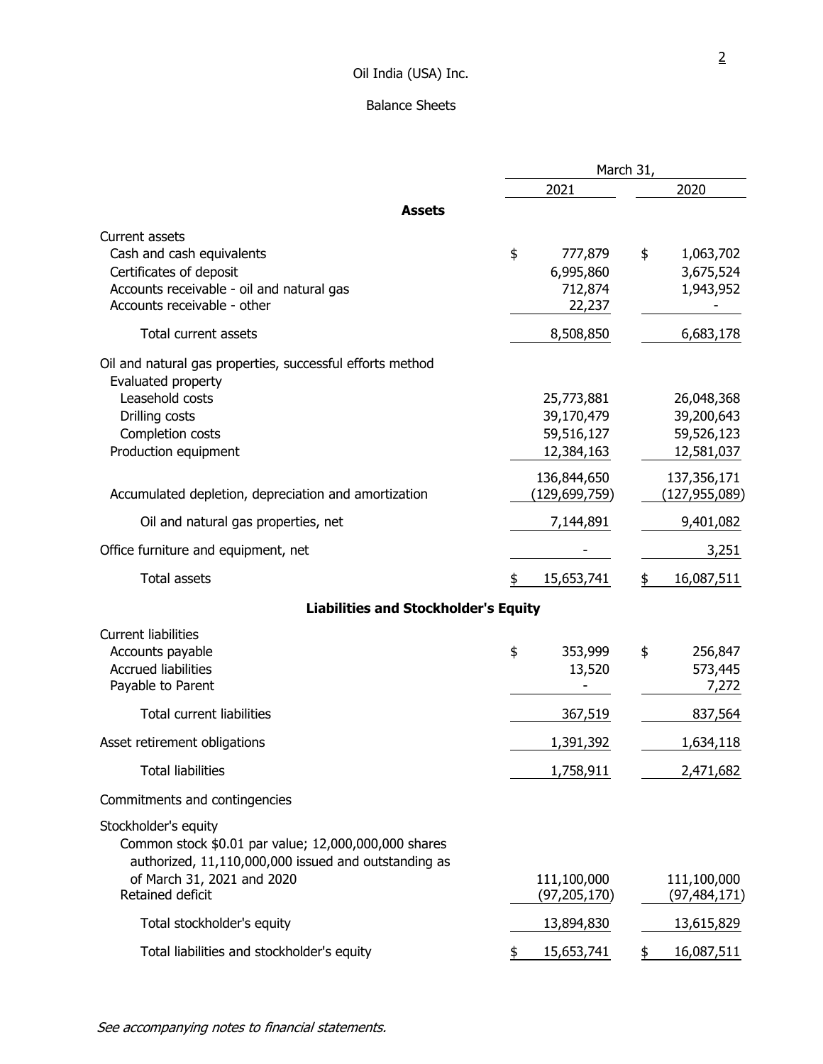# Oil India (USA) Inc.

## Balance Sheets

| | March 31, 2021 | March 31, 2020 |
|---|---|---|
| **Assets** | | |
| Current assets | | |
| Cash and cash equivalents | $ 777,879 | $ 1,063,702 |
| Certificates of deposit | 6,995,860 | 3,675,524 |
| Accounts receivable - oil and natural gas | 712,874 | 1,943,952 |
| Accounts receivable - other | 22,237 | - |
| Total current assets | 8,508,850 | 6,683,178 |
| Oil and natural gas properties, successful efforts method | | |
| Evaluated property | | |
| Leasehold costs | 25,773,881 | 26,048,368 |
| Drilling costs | 39,170,479 | 39,200,643 |
| Completion costs | 59,516,127 | 59,526,123 |
| Production equipment | 12,384,163 | 12,581,037 |
| | 136,844,650 | 137,356,171 |
| Accumulated depletion, depreciation and amortization | (129,699,759) | (127,955,089) |
| Oil and natural gas properties, net | 7,144,891 | 9,401,082 |
| Office furniture and equipment, net | - | 3,251 |
| Total assets | $ 15,653,741 | $ 16,087,511 |
| **Liabilities and Stockholder's Equity** | | |
| Current liabilities | | |
| Accounts payable | $ 353,999 | $ 256,847 |
| Accrued liabilities | 13,520 | 573,445 |
| Payable to Parent | - | 7,272 |
| Total current liabilities | 367,519 | 837,564 |
| Asset retirement obligations | 1,391,392 | 1,634,118 |
| Total liabilities | 1,758,911 | 2,471,682 |
| Commitments and contingencies | | |
| Stockholder's equity | | |
| Common stock $0.01 par value; 12,000,000,000 shares authorized, 11,110,000,000 issued and outstanding as of March 31, 2021 and 2020 | 111,100,000 | 111,100,000 |
| Retained deficit | (97,205,170) | (97,484,171) |
| Total stockholder's equity | 13,894,830 | 13,615,829 |
| Total liabilities and stockholder's equity | $ 15,653,741 | $ 16,087,511 |

*See accompanying notes to financial statements.*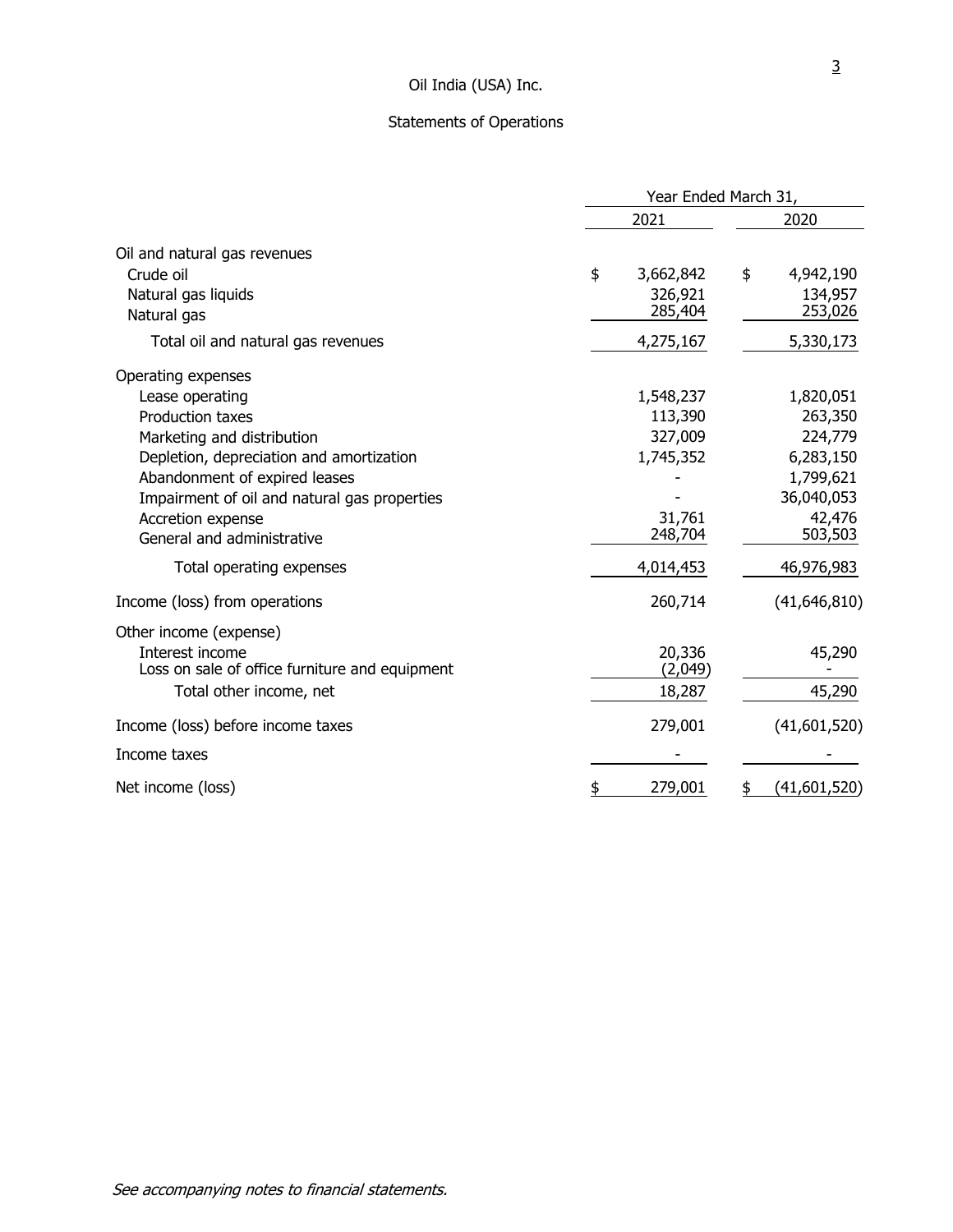# Oil India (USA) Inc.

## Statements of Operations

| | Year Ended March 31, | |
|---|---|---|
| | 2021 | 2020 |
| **Oil and natural gas revenues** | | |
| Crude oil | $ 3,662,842 | $ 4,942,190 |
| Natural gas liquids | 326,921 | 134,957 |
| Natural gas | 285,404 | 253,026 |
| Total oil and natural gas revenues | 4,275,167 | 5,330,173 |
| **Operating expenses** | | |
| Lease operating | 1,548,237 | 1,820,051 |
| Production taxes | 113,390 | 263,350 |
| Marketing and distribution | 327,009 | 224,779 |
| Depletion, depreciation and amortization | 1,745,352 | 6,283,150 |
| Abandonment of expired leases | - | 1,799,621 |
| Impairment of oil and natural gas properties | - | 36,040,053 |
| Accretion expense | 31,761 | 42,476 |
| General and administrative | 248,704 | 503,503 |
| Total operating expenses | 4,014,453 | 46,976,983 |
| Income (loss) from operations | 260,714 | (41,646,810) |
| **Other income (expense)** | | |
| Interest income | 20,336 | 45,290 |
| Loss on sale of office furniture and equipment | (2,049) | - |
| Total other income, net | 18,287 | 45,290 |
| Income (loss) before income taxes | 279,001 | (41,601,520) |
| Income taxes | - | - |
| Net income (loss) | $ 279,001 | $ (41,601,520) |

*See accompanying notes to financial statements.*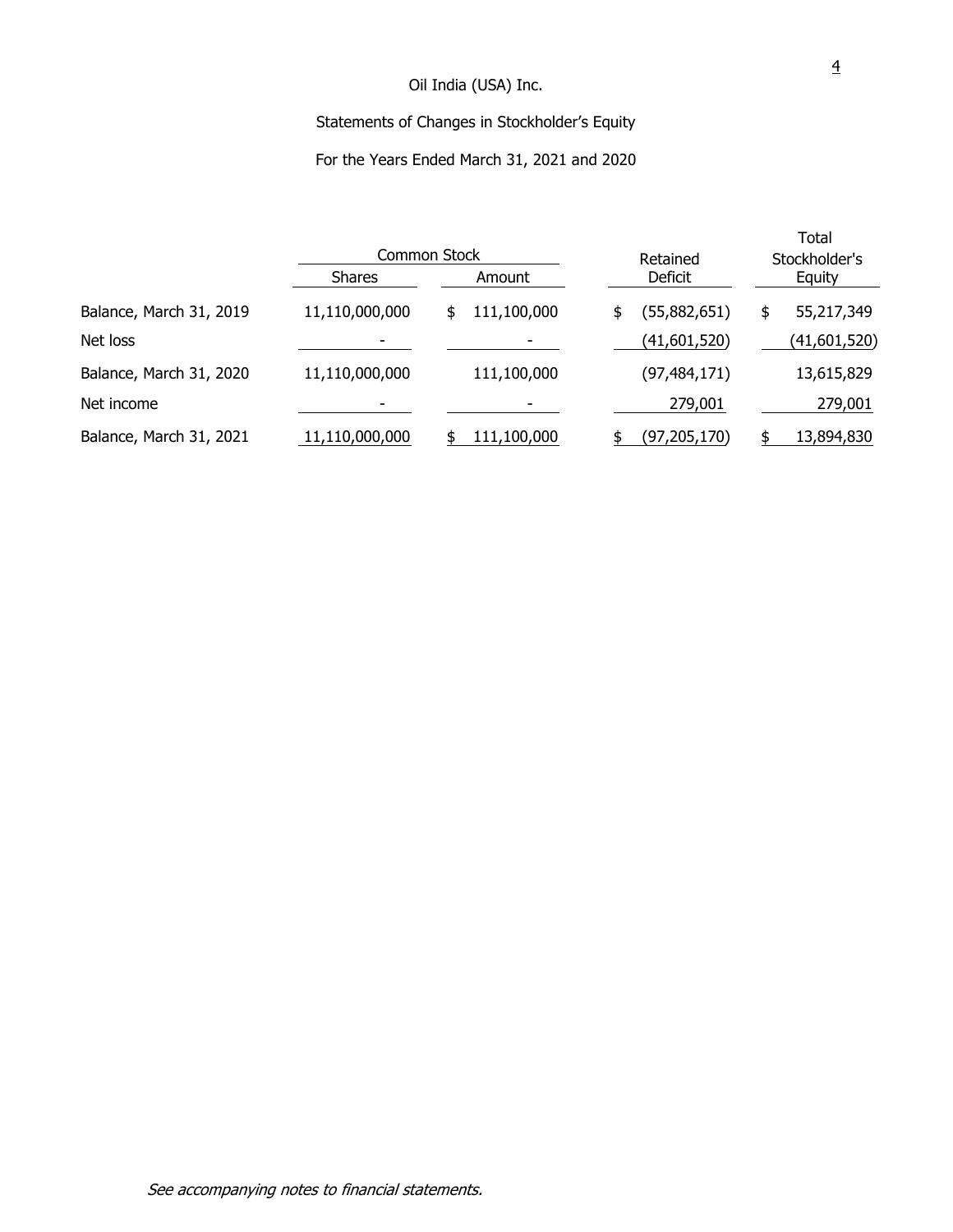# Oil India (USA) Inc.

## Statements of Changes in Stockholder's Equity

### For the Years Ended March 31, 2021 and 2020

| | Common Stock | | Retained Deficit | Total Stockholder's Equity |
|---|---|---|---|---|
| | Shares | Amount | | |
| Balance, March 31, 2019 | 11,110,000,000 | $ 111,100,000 | $ (55,882,651) | $ 55,217,349 |
| Net loss | - | - | (41,601,520) | (41,601,520) |
| Balance, March 31, 2020 | 11,110,000,000 | 111,100,000 | (97,484,171) | 13,615,829 |
| Net income | - | - | 279,001 | 279,001 |
| Balance, March 31, 2021 | 11,110,000,000 | $ 111,100,000 | $ (97,205,170) | $ 13,894,830 |

*See accompanying notes to financial statements.*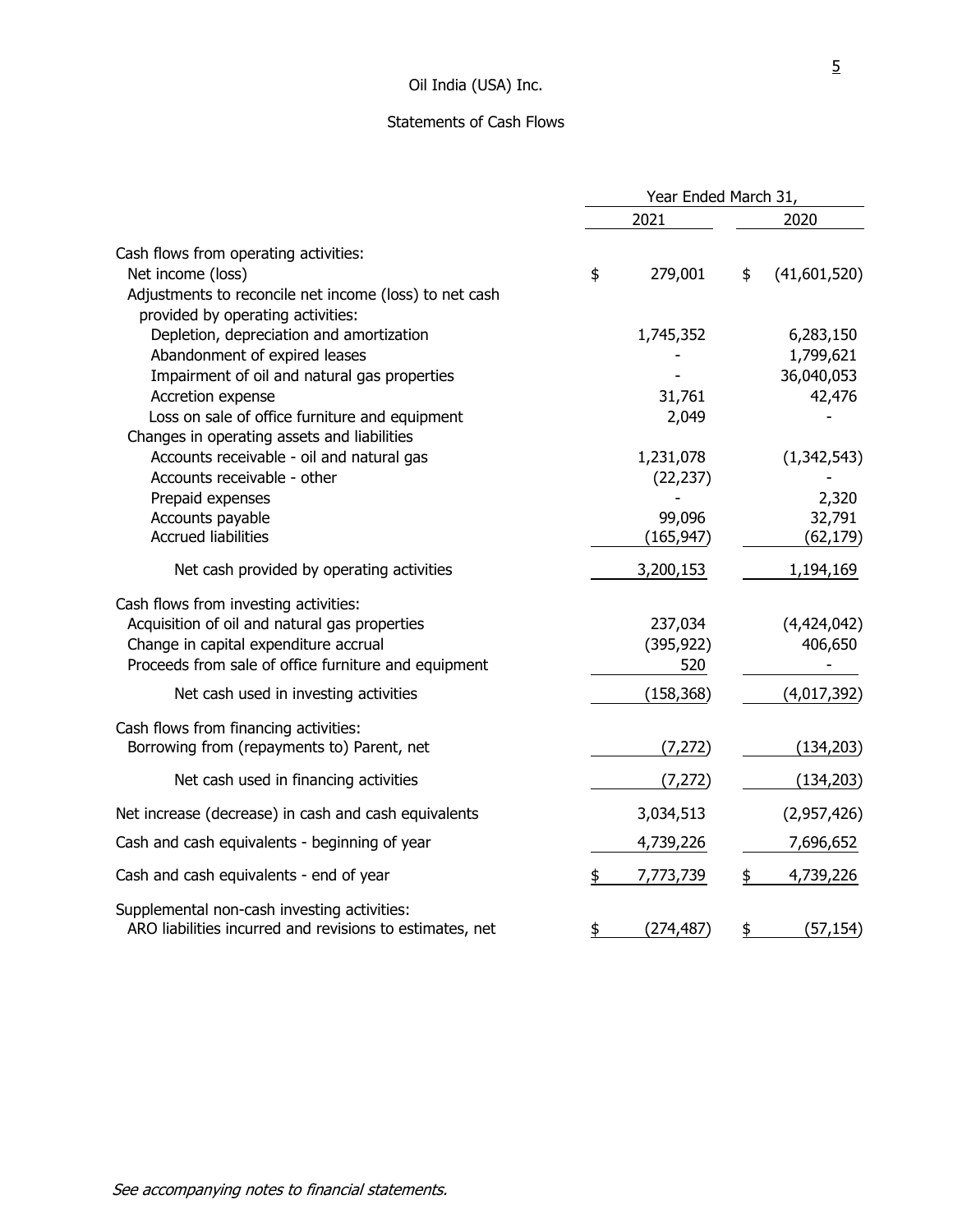# Oil India (USA) Inc.

## Statements of Cash Flows

| | Year Ended March 31, | |
|---|---|---|
| | 2021 | 2020 |
| **Cash flows from operating activities:** | | |
| Net income (loss) | $ 279,001 | $ (41,601,520) |
| Adjustments to reconcile net income (loss) to net cash provided by operating activities: | | |
| Depletion, depreciation and amortization | 1,745,352 | 6,283,150 |
| Abandonment of expired leases | - | 1,799,621 |
| Impairment of oil and natural gas properties | - | 36,040,053 |
| Accretion expense | 31,761 | 42,476 |
| Loss on sale of office furniture and equipment | 2,049 | - |
| Changes in operating assets and liabilities | | |
| Accounts receivable - oil and natural gas | 1,231,078 | (1,342,543) |
| Accounts receivable - other | (22,237) | - |
| Prepaid expenses | - | 2,320 |
| Accounts payable | 99,096 | 32,791 |
| Accrued liabilities | (165,947) | (62,179) |
| Net cash provided by operating activities | 3,200,153 | 1,194,169 |
| **Cash flows from investing activities:** | | |
| Acquisition of oil and natural gas properties | 237,034 | (4,424,042) |
| Change in capital expenditure accrual | (395,922) | 406,650 |
| Proceeds from sale of office furniture and equipment | 520 | - |
| Net cash used in investing activities | (158,368) | (4,017,392) |
| **Cash flows from financing activities:** | | |
| Borrowing from (repayments to) Parent, net | (7,272) | (134,203) |
| Net cash used in financing activities | (7,272) | (134,203) |
| Net increase (decrease) in cash and cash equivalents | 3,034,513 | (2,957,426) |
| Cash and cash equivalents - beginning of year | 4,739,226 | 7,696,652 |
| Cash and cash equivalents - end of year | $ 7,773,739 | $ 4,739,226 |
| **Supplemental non-cash investing activities:** | | |
| ARO liabilities incurred and revisions to estimates, net | $ (274,487) | $ (57,154) |

*See accompanying notes to financial statements.*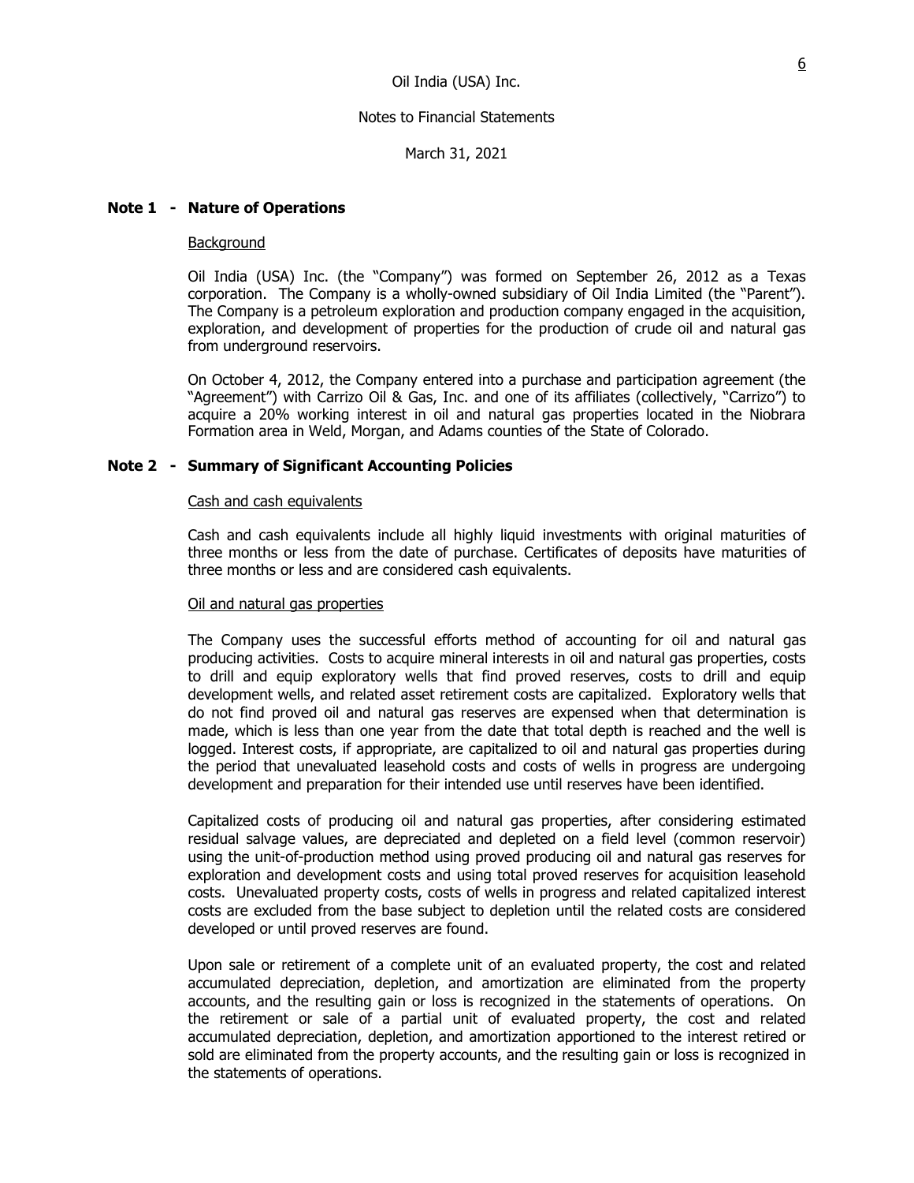Oil India (USA) Inc.

Notes to Financial Statements

March 31, 2021

## Note 1 - Nature of Operations

Background

Oil India (USA) Inc. (the "Company") was formed on September 26, 2012 as a Texas corporation. The Company is a wholly-owned subsidiary of Oil India Limited (the "Parent"). The Company is a petroleum exploration and production company engaged in the acquisition, exploration, and development of properties for the production of crude oil and natural gas from underground reservoirs.

On October 4, 2012, the Company entered into a purchase and participation agreement (the "Agreement") with Carrizo Oil & Gas, Inc. and one of its affiliates (collectively, "Carrizo") to acquire a 20% working interest in oil and natural gas properties located in the Niobrara Formation area in Weld, Morgan, and Adams counties of the State of Colorado.

## Note 2 - Summary of Significant Accounting Policies

Cash and cash equivalents

Cash and cash equivalents include all highly liquid investments with original maturities of three months or less from the date of purchase. Certificates of deposits have maturities of three months or less and are considered cash equivalents.

Oil and natural gas properties

The Company uses the successful efforts method of accounting for oil and natural gas producing activities. Costs to acquire mineral interests in oil and natural gas properties, costs to drill and equip exploratory wells that find proved reserves, costs to drill and equip development wells, and related asset retirement costs are capitalized. Exploratory wells that do not find proved oil and natural gas reserves are expensed when that determination is made, which is less than one year from the date that total depth is reached and the well is logged. Interest costs, if appropriate, are capitalized to oil and natural gas properties during the period that unevaluated leasehold costs and costs of wells in progress are undergoing development and preparation for their intended use until reserves have been identified.

Capitalized costs of producing oil and natural gas properties, after considering estimated residual salvage values, are depreciated and depleted on a field level (common reservoir) using the unit-of-production method using proved producing oil and natural gas reserves for exploration and development costs and using total proved reserves for acquisition leasehold costs. Unevaluated property costs, costs of wells in progress and related capitalized interest costs are excluded from the base subject to depletion until the related costs are considered developed or until proved reserves are found.

Upon sale or retirement of a complete unit of an evaluated property, the cost and related accumulated depreciation, depletion, and amortization are eliminated from the property accounts, and the resulting gain or loss is recognized in the statements of operations. On the retirement or sale of a partial unit of evaluated property, the cost and related accumulated depreciation, depletion, and amortization apportioned to the interest retired or sold are eliminated from the property accounts, and the resulting gain or loss is recognized in the statements of operations.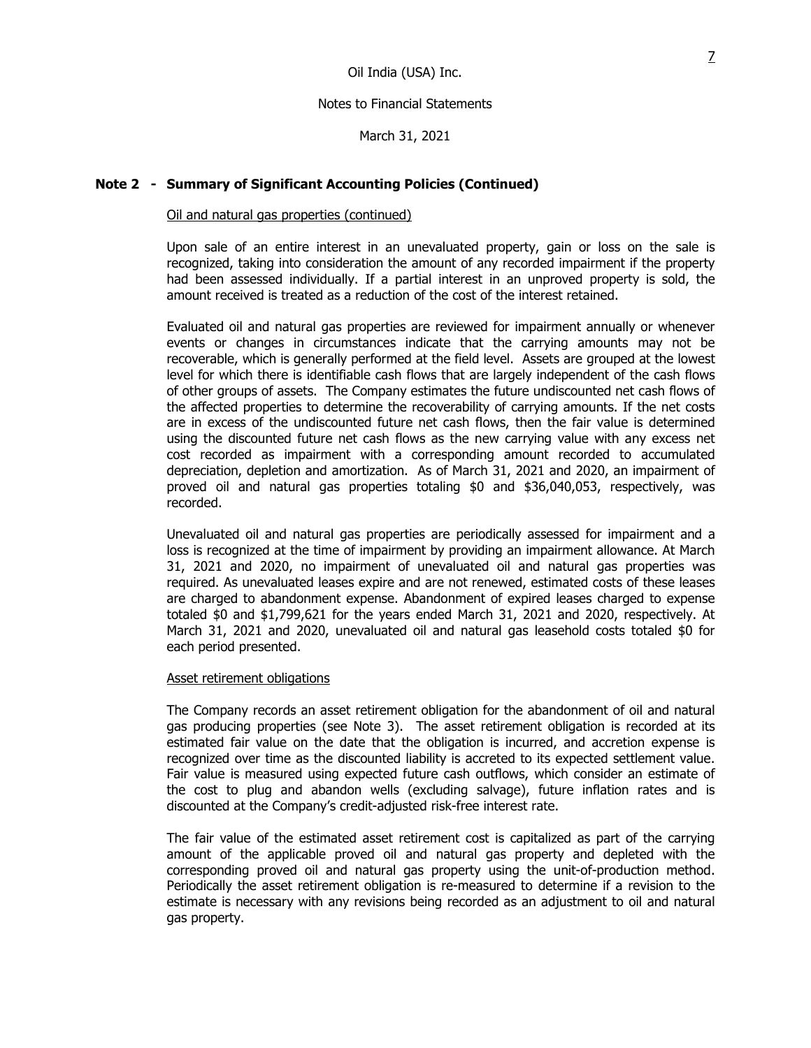## Note 2 - Summary of Significant Accounting Policies (Continued)

Oil and natural gas properties (continued)

Upon sale of an entire interest in an unevaluated property, gain or loss on the sale is recognized, taking into consideration the amount of any recorded impairment if the property had been assessed individually. If a partial interest in an unproved property is sold, the amount received is treated as a reduction of the cost of the interest retained.

Evaluated oil and natural gas properties are reviewed for impairment annually or whenever events or changes in circumstances indicate that the carrying amounts may not be recoverable, which is generally performed at the field level. Assets are grouped at the lowest level for which there is identifiable cash flows that are largely independent of the cash flows of other groups of assets. The Company estimates the future undiscounted net cash flows of the affected properties to determine the recoverability of carrying amounts. If the net costs are in excess of the undiscounted future net cash flows, then the fair value is determined using the discounted future net cash flows as the new carrying value with any excess net cost recorded as impairment with a corresponding amount recorded to accumulated depreciation, depletion and amortization. As of March 31, 2021 and 2020, an impairment of proved oil and natural gas properties totaling $0 and $36,040,053, respectively, was recorded.

Unevaluated oil and natural gas properties are periodically assessed for impairment and a loss is recognized at the time of impairment by providing an impairment allowance. At March 31, 2021 and 2020, no impairment of unevaluated oil and natural gas properties was required. As unevaluated leases expire and are not renewed, estimated costs of these leases are charged to abandonment expense. Abandonment of expired leases charged to expense totaled $0 and $1,799,621 for the years ended March 31, 2021 and 2020, respectively. At March 31, 2021 and 2020, unevaluated oil and natural gas leasehold costs totaled $0 for each period presented.

Asset retirement obligations

The Company records an asset retirement obligation for the abandonment of oil and natural gas producing properties (see Note 3). The asset retirement obligation is recorded at its estimated fair value on the date that the obligation is incurred, and accretion expense is recognized over time as the discounted liability is accreted to its expected settlement value. Fair value is measured using expected future cash outflows, which consider an estimate of the cost to plug and abandon wells (excluding salvage), future inflation rates and is discounted at the Company's credit-adjusted risk-free interest rate.

The fair value of the estimated asset retirement cost is capitalized as part of the carrying amount of the applicable proved oil and natural gas property and depleted with the corresponding proved oil and natural gas property using the unit-of-production method. Periodically the asset retirement obligation is re-measured to determine if a revision to the estimate is necessary with any revisions being recorded as an adjustment to oil and natural gas property.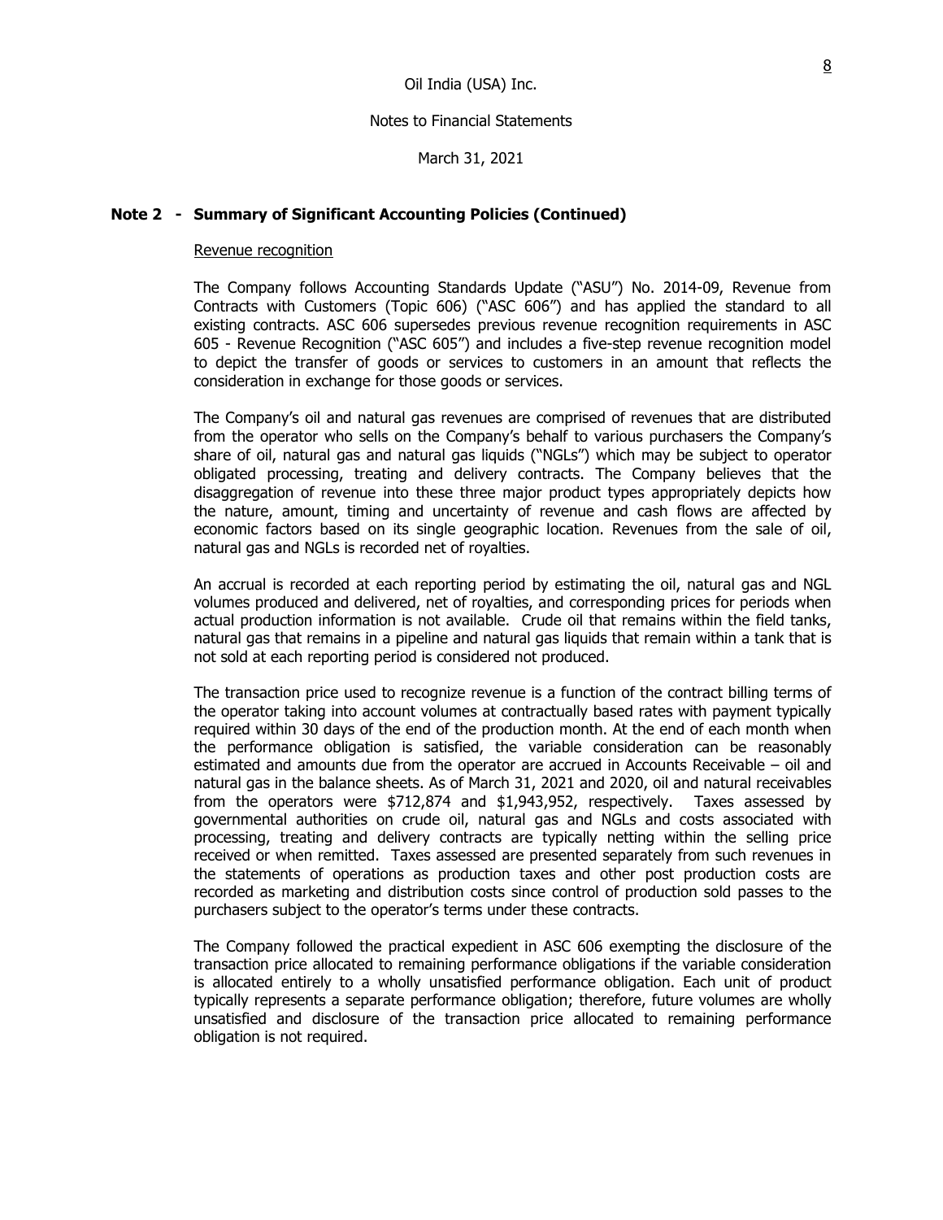Oil India (USA) Inc.

Notes to Financial Statements

March 31, 2021

## Note 2 - Summary of Significant Accounting Policies (Continued)

Revenue recognition

The Company follows Accounting Standards Update ("ASU") No. 2014-09, Revenue from Contracts with Customers (Topic 606) ("ASC 606") and has applied the standard to all existing contracts. ASC 606 supersedes previous revenue recognition requirements in ASC 605 - Revenue Recognition ("ASC 605") and includes a five-step revenue recognition model to depict the transfer of goods or services to customers in an amount that reflects the consideration in exchange for those goods or services.

The Company's oil and natural gas revenues are comprised of revenues that are distributed from the operator who sells on the Company's behalf to various purchasers the Company's share of oil, natural gas and natural gas liquids ("NGLs") which may be subject to operator obligated processing, treating and delivery contracts. The Company believes that the disaggregation of revenue into these three major product types appropriately depicts how the nature, amount, timing and uncertainty of revenue and cash flows are affected by economic factors based on its single geographic location. Revenues from the sale of oil, natural gas and NGLs is recorded net of royalties.

An accrual is recorded at each reporting period by estimating the oil, natural gas and NGL volumes produced and delivered, net of royalties, and corresponding prices for periods when actual production information is not available. Crude oil that remains within the field tanks, natural gas that remains in a pipeline and natural gas liquids that remain within a tank that is not sold at each reporting period is considered not produced.

The transaction price used to recognize revenue is a function of the contract billing terms of the operator taking into account volumes at contractually based rates with payment typically required within 30 days of the end of the production month. At the end of each month when the performance obligation is satisfied, the variable consideration can be reasonably estimated and amounts due from the operator are accrued in Accounts Receivable – oil and natural gas in the balance sheets. As of March 31, 2021 and 2020, oil and natural receivables from the operators were \$712,874 and \$1,943,952, respectively. Taxes assessed by governmental authorities on crude oil, natural gas and NGLs and costs associated with processing, treating and delivery contracts are typically netting within the selling price received or when remitted. Taxes assessed are presented separately from such revenues in the statements of operations as production taxes and other post production costs are recorded as marketing and distribution costs since control of production sold passes to the purchasers subject to the operator's terms under these contracts.

The Company followed the practical expedient in ASC 606 exempting the disclosure of the transaction price allocated to remaining performance obligations if the variable consideration is allocated entirely to a wholly unsatisfied performance obligation. Each unit of product typically represents a separate performance obligation; therefore, future volumes are wholly unsatisfied and disclosure of the transaction price allocated to remaining performance obligation is not required.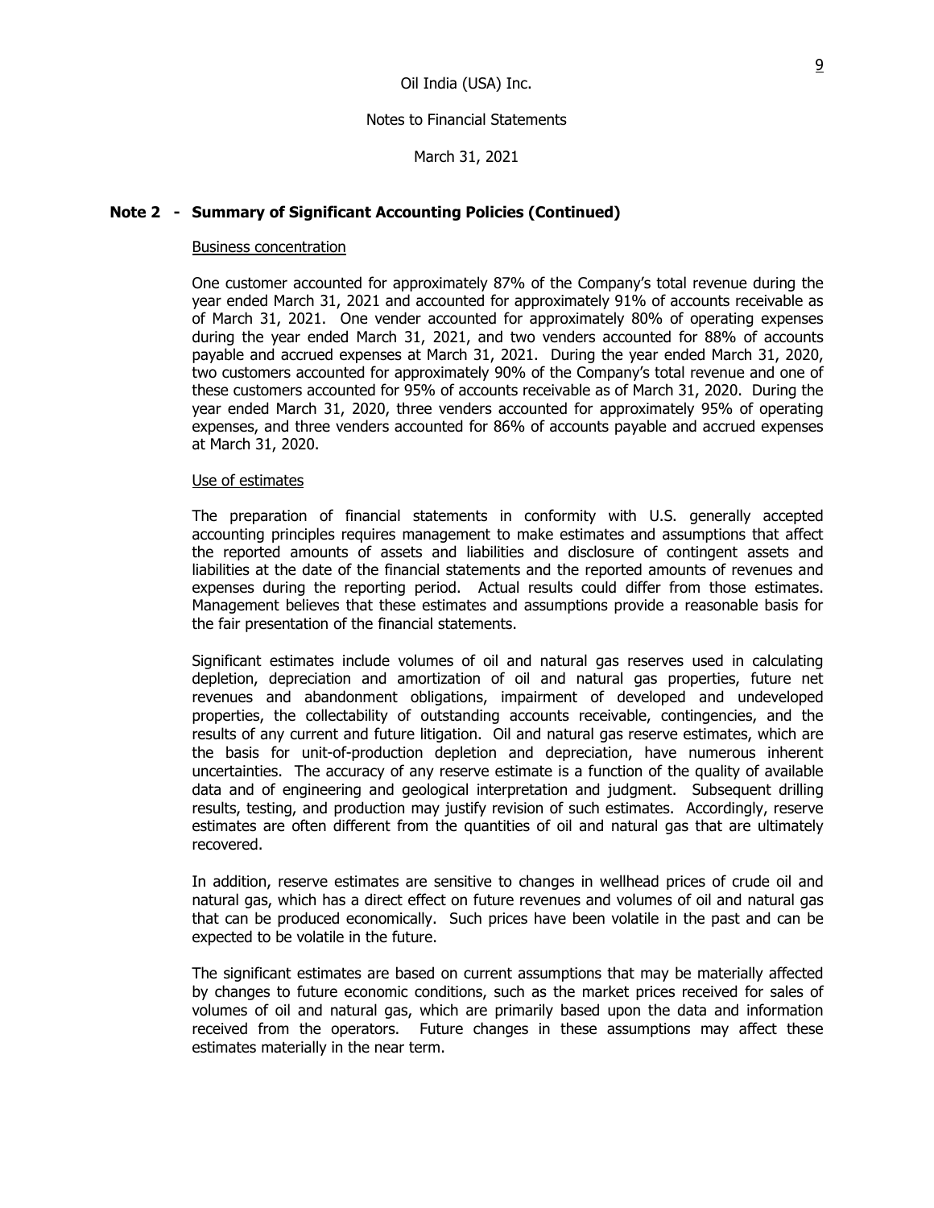Oil India (USA) Inc.

Notes to Financial Statements

March 31, 2021

## Note 2 - Summary of Significant Accounting Policies (Continued)

### Business concentration

One customer accounted for approximately 87% of the Company's total revenue during the year ended March 31, 2021 and accounted for approximately 91% of accounts receivable as of March 31, 2021. One vender accounted for approximately 80% of operating expenses during the year ended March 31, 2021, and two venders accounted for 88% of accounts payable and accrued expenses at March 31, 2021. During the year ended March 31, 2020, two customers accounted for approximately 90% of the Company's total revenue and one of these customers accounted for 95% of accounts receivable as of March 31, 2020. During the year ended March 31, 2020, three venders accounted for approximately 95% of operating expenses, and three venders accounted for 86% of accounts payable and accrued expenses at March 31, 2020.

### Use of estimates

The preparation of financial statements in conformity with U.S. generally accepted accounting principles requires management to make estimates and assumptions that affect the reported amounts of assets and liabilities and disclosure of contingent assets and liabilities at the date of the financial statements and the reported amounts of revenues and expenses during the reporting period. Actual results could differ from those estimates. Management believes that these estimates and assumptions provide a reasonable basis for the fair presentation of the financial statements.

Significant estimates include volumes of oil and natural gas reserves used in calculating depletion, depreciation and amortization of oil and natural gas properties, future net revenues and abandonment obligations, impairment of developed and undeveloped properties, the collectability of outstanding accounts receivable, contingencies, and the results of any current and future litigation. Oil and natural gas reserve estimates, which are the basis for unit-of-production depletion and depreciation, have numerous inherent uncertainties. The accuracy of any reserve estimate is a function of the quality of available data and of engineering and geological interpretation and judgment. Subsequent drilling results, testing, and production may justify revision of such estimates. Accordingly, reserve estimates are often different from the quantities of oil and natural gas that are ultimately recovered.

In addition, reserve estimates are sensitive to changes in wellhead prices of crude oil and natural gas, which has a direct effect on future revenues and volumes of oil and natural gas that can be produced economically. Such prices have been volatile in the past and can be expected to be volatile in the future.

The significant estimates are based on current assumptions that may be materially affected by changes to future economic conditions, such as the market prices received for sales of volumes of oil and natural gas, which are primarily based upon the data and information received from the operators. Future changes in these assumptions may affect these estimates materially in the near term.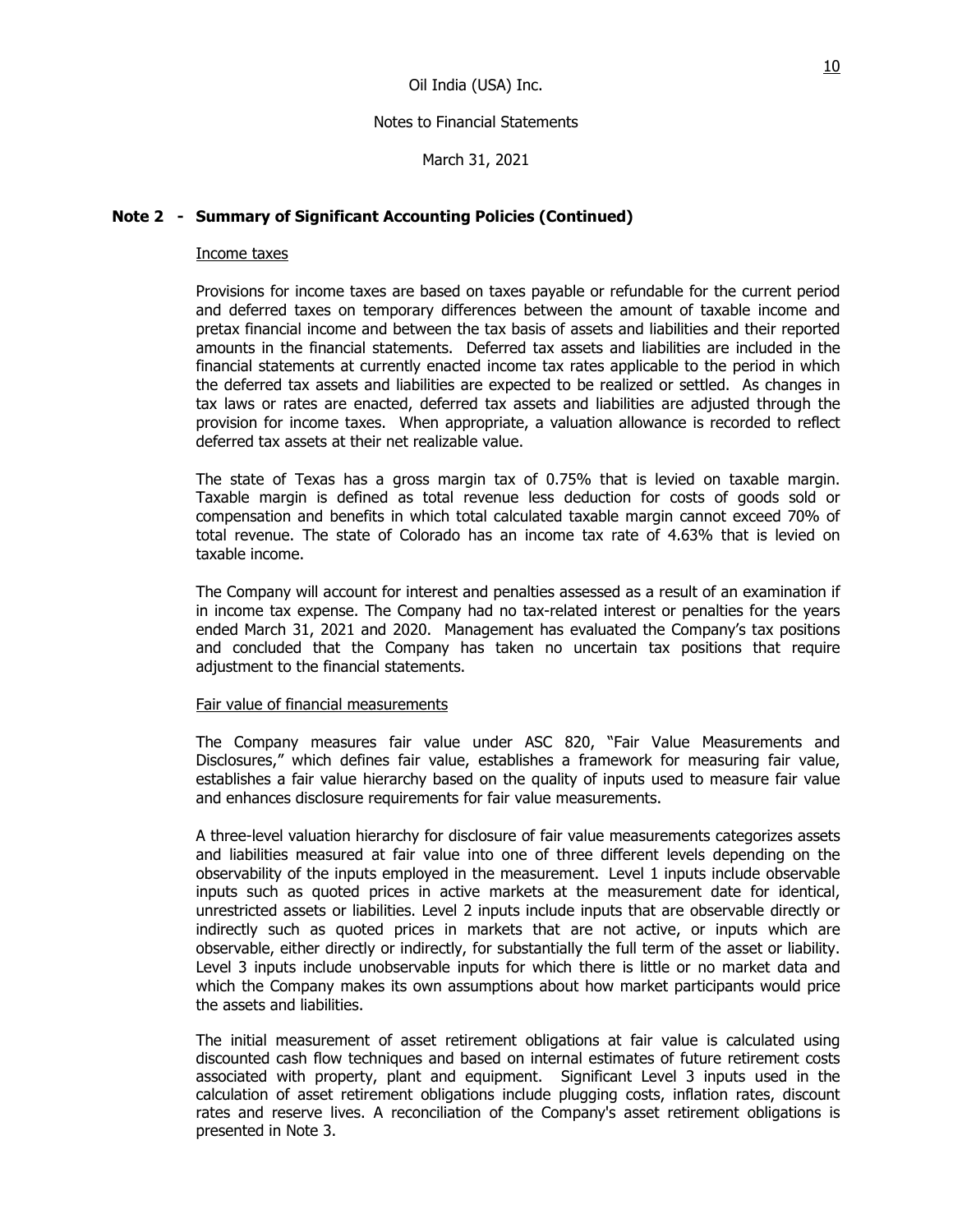Oil India (USA) Inc.

Notes to Financial Statements

March 31, 2021

## Note 2 - Summary of Significant Accounting Policies (Continued)

### Income taxes

Provisions for income taxes are based on taxes payable or refundable for the current period and deferred taxes on temporary differences between the amount of taxable income and pretax financial income and between the tax basis of assets and liabilities and their reported amounts in the financial statements. Deferred tax assets and liabilities are included in the financial statements at currently enacted income tax rates applicable to the period in which the deferred tax assets and liabilities are expected to be realized or settled. As changes in tax laws or rates are enacted, deferred tax assets and liabilities are adjusted through the provision for income taxes. When appropriate, a valuation allowance is recorded to reflect deferred tax assets at their net realizable value.

The state of Texas has a gross margin tax of 0.75% that is levied on taxable margin. Taxable margin is defined as total revenue less deduction for costs of goods sold or compensation and benefits in which total calculated taxable margin cannot exceed 70% of total revenue. The state of Colorado has an income tax rate of 4.63% that is levied on taxable income.

The Company will account for interest and penalties assessed as a result of an examination if in income tax expense. The Company had no tax-related interest or penalties for the years ended March 31, 2021 and 2020. Management has evaluated the Company's tax positions and concluded that the Company has taken no uncertain tax positions that require adjustment to the financial statements.

### Fair value of financial measurements

The Company measures fair value under ASC 820, "Fair Value Measurements and Disclosures," which defines fair value, establishes a framework for measuring fair value, establishes a fair value hierarchy based on the quality of inputs used to measure fair value and enhances disclosure requirements for fair value measurements.

A three-level valuation hierarchy for disclosure of fair value measurements categorizes assets and liabilities measured at fair value into one of three different levels depending on the observability of the inputs employed in the measurement. Level 1 inputs include observable inputs such as quoted prices in active markets at the measurement date for identical, unrestricted assets or liabilities. Level 2 inputs include inputs that are observable directly or indirectly such as quoted prices in markets that are not active, or inputs which are observable, either directly or indirectly, for substantially the full term of the asset or liability. Level 3 inputs include unobservable inputs for which there is little or no market data and which the Company makes its own assumptions about how market participants would price the assets and liabilities.

The initial measurement of asset retirement obligations at fair value is calculated using discounted cash flow techniques and based on internal estimates of future retirement costs associated with property, plant and equipment. Significant Level 3 inputs used in the calculation of asset retirement obligations include plugging costs, inflation rates, discount rates and reserve lives. A reconciliation of the Company's asset retirement obligations is presented in Note 3.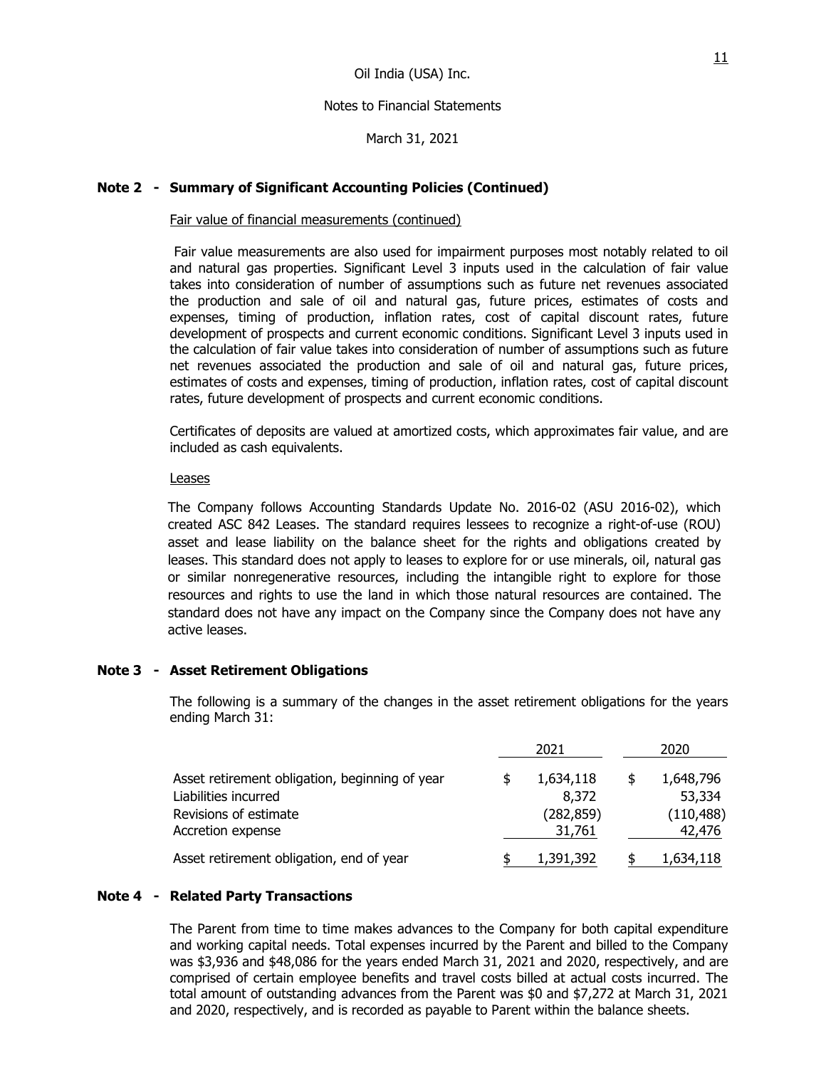## Note 2 - Summary of Significant Accounting Policies (Continued)

Fair value of financial measurements (continued)

Fair value measurements are also used for impairment purposes most notably related to oil and natural gas properties. Significant Level 3 inputs used in the calculation of fair value takes into consideration of number of assumptions such as future net revenues associated the production and sale of oil and natural gas, future prices, estimates of costs and expenses, timing of production, inflation rates, cost of capital discount rates, future development of prospects and current economic conditions. Significant Level 3 inputs used in the calculation of fair value takes into consideration of number of assumptions such as future net revenues associated the production and sale of oil and natural gas, future prices, estimates of costs and expenses, timing of production, inflation rates, cost of capital discount rates, future development of prospects and current economic conditions.

Certificates of deposits are valued at amortized costs, which approximates fair value, and are included as cash equivalents.

Leases

The Company follows Accounting Standards Update No. 2016-02 (ASU 2016-02), which created ASC 842 Leases. The standard requires lessees to recognize a right-of-use (ROU) asset and lease liability on the balance sheet for the rights and obligations created by leases. This standard does not apply to leases to explore for or use minerals, oil, natural gas or similar nonregenerative resources, including the intangible right to explore for those resources and rights to use the land in which those natural resources are contained. The standard does not have any impact on the Company since the Company does not have any active leases.

## Note 3 - Asset Retirement Obligations

The following is a summary of the changes in the asset retirement obligations for the years ending March 31:

| | 2021 | 2020 |
|---|---|---|
| Asset retirement obligation, beginning of year | $ 1,634,118 | $ 1,648,796 |
| Liabilities incurred | 8,372 | 53,334 |
| Revisions of estimate | (282,859) | (110,488) |
| Accretion expense | 31,761 | 42,476 |
| Asset retirement obligation, end of year | $ 1,391,392 | $ 1,634,118 |

## Note 4 - Related Party Transactions

The Parent from time to time makes advances to the Company for both capital expenditure and working capital needs. Total expenses incurred by the Parent and billed to the Company was $3,936 and $48,086 for the years ended March 31, 2021 and 2020, respectively, and are comprised of certain employee benefits and travel costs billed at actual costs incurred. The total amount of outstanding advances from the Parent was $0 and $7,272 at March 31, 2021 and 2020, respectively, and is recorded as payable to Parent within the balance sheets.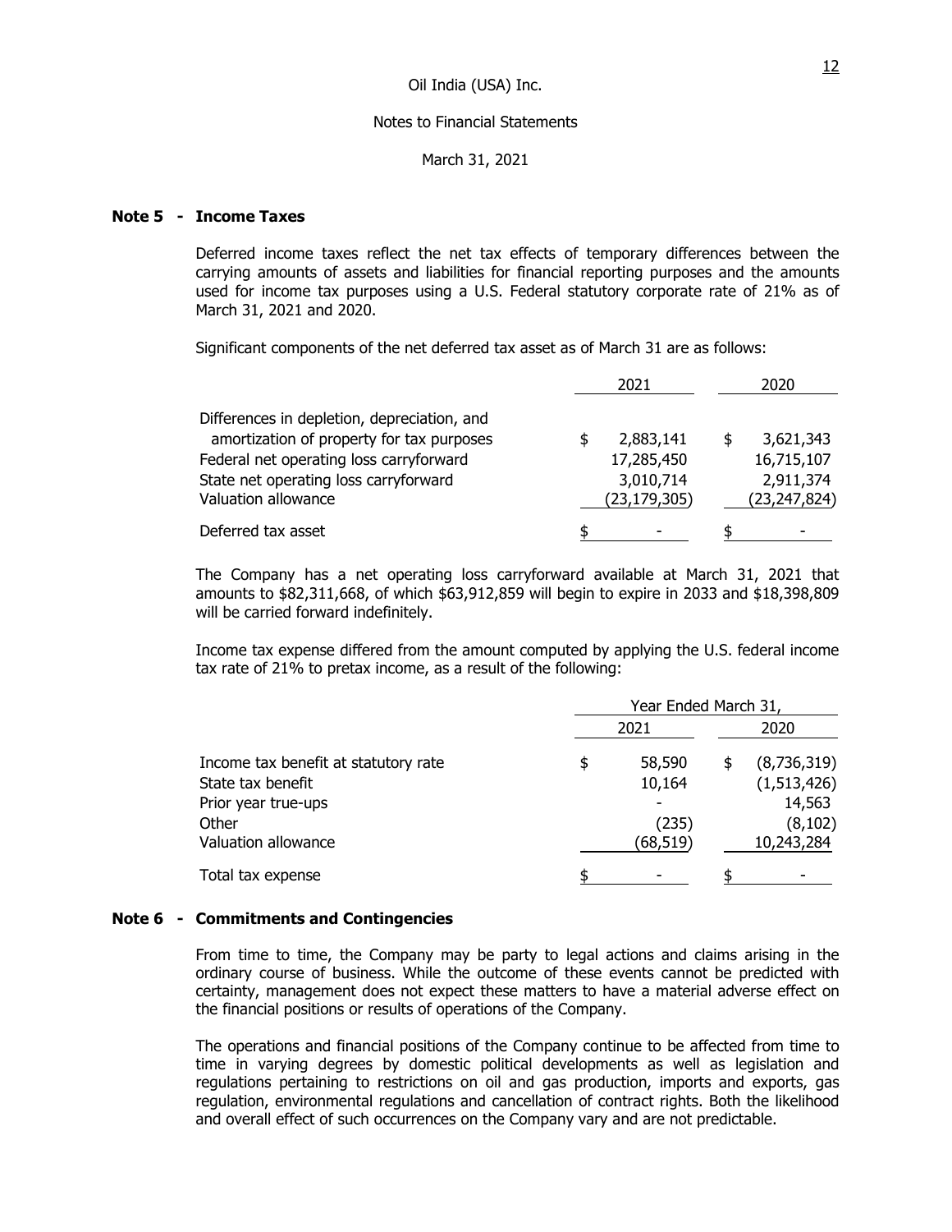## Note 5 - Income Taxes

Deferred income taxes reflect the net tax effects of temporary differences between the carrying amounts of assets and liabilities for financial reporting purposes and the amounts used for income tax purposes using a U.S. Federal statutory corporate rate of 21% as of March 31, 2021 and 2020.

Significant components of the net deferred tax asset as of March 31 are as follows:

| | 2021 | 2020 |
|---|---|---|
| Differences in depletion, depreciation, and amortization of property for tax purposes | $ 2,883,141 | $ 3,621,343 |
| Federal net operating loss carryforward | 17,285,450 | 16,715,107 |
| State net operating loss carryforward | 3,010,714 | 2,911,374 |
| Valuation allowance | (23,179,305) | (23,247,824) |
| Deferred tax asset | $ - | $ - |

The Company has a net operating loss carryforward available at March 31, 2021 that amounts to $82,311,668, of which $63,912,859 will begin to expire in 2033 and $18,398,809 will be carried forward indefinitely.

Income tax expense differed from the amount computed by applying the U.S. federal income tax rate of 21% to pretax income, as a result of the following:

| | Year Ended March 31, | |
|---|---|---|
| | 2021 | 2020 |
| Income tax benefit at statutory rate | $ 58,590 | $ (8,736,319) |
| State tax benefit | 10,164 | (1,513,426) |
| Prior year true-ups | - | 14,563 |
| Other | (235) | (8,102) |
| Valuation allowance | (68,519) | 10,243,284 |
| Total tax expense | $ - | $ - |

## Note 6 - Commitments and Contingencies

From time to time, the Company may be party to legal actions and claims arising in the ordinary course of business. While the outcome of these events cannot be predicted with certainty, management does not expect these matters to have a material adverse effect on the financial positions or results of operations of the Company.

The operations and financial positions of the Company continue to be affected from time to time in varying degrees by domestic political developments as well as legislation and regulations pertaining to restrictions on oil and gas production, imports and exports, gas regulation, environmental regulations and cancellation of contract rights. Both the likelihood and overall effect of such occurrences on the Company vary and are not predictable.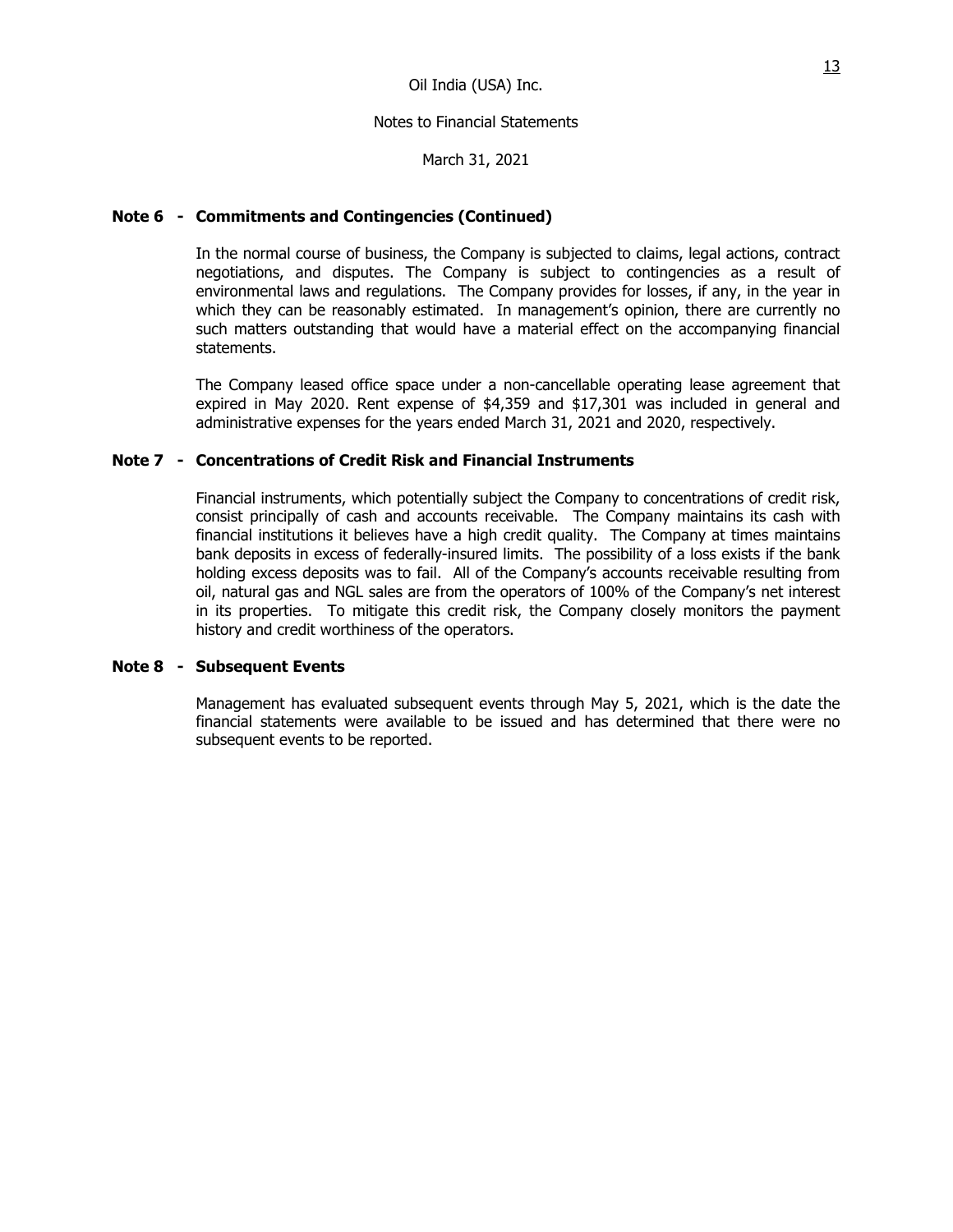## Note 6 - Commitments and Contingencies (Continued)

In the normal course of business, the Company is subjected to claims, legal actions, contract negotiations, and disputes. The Company is subject to contingencies as a result of environmental laws and regulations. The Company provides for losses, if any, in the year in which they can be reasonably estimated. In management's opinion, there are currently no such matters outstanding that would have a material effect on the accompanying financial statements.

The Company leased office space under a non-cancellable operating lease agreement that expired in May 2020. Rent expense of $4,359 and $17,301 was included in general and administrative expenses for the years ended March 31, 2021 and 2020, respectively.

## Note 7 - Concentrations of Credit Risk and Financial Instruments

Financial instruments, which potentially subject the Company to concentrations of credit risk, consist principally of cash and accounts receivable. The Company maintains its cash with financial institutions it believes have a high credit quality. The Company at times maintains bank deposits in excess of federally-insured limits. The possibility of a loss exists if the bank holding excess deposits was to fail. All of the Company's accounts receivable resulting from oil, natural gas and NGL sales are from the operators of 100% of the Company's net interest in its properties. To mitigate this credit risk, the Company closely monitors the payment history and credit worthiness of the operators.

## Note 8 - Subsequent Events

Management has evaluated subsequent events through May 5, 2021, which is the date the financial statements were available to be issued and has determined that there were no subsequent events to be reported.